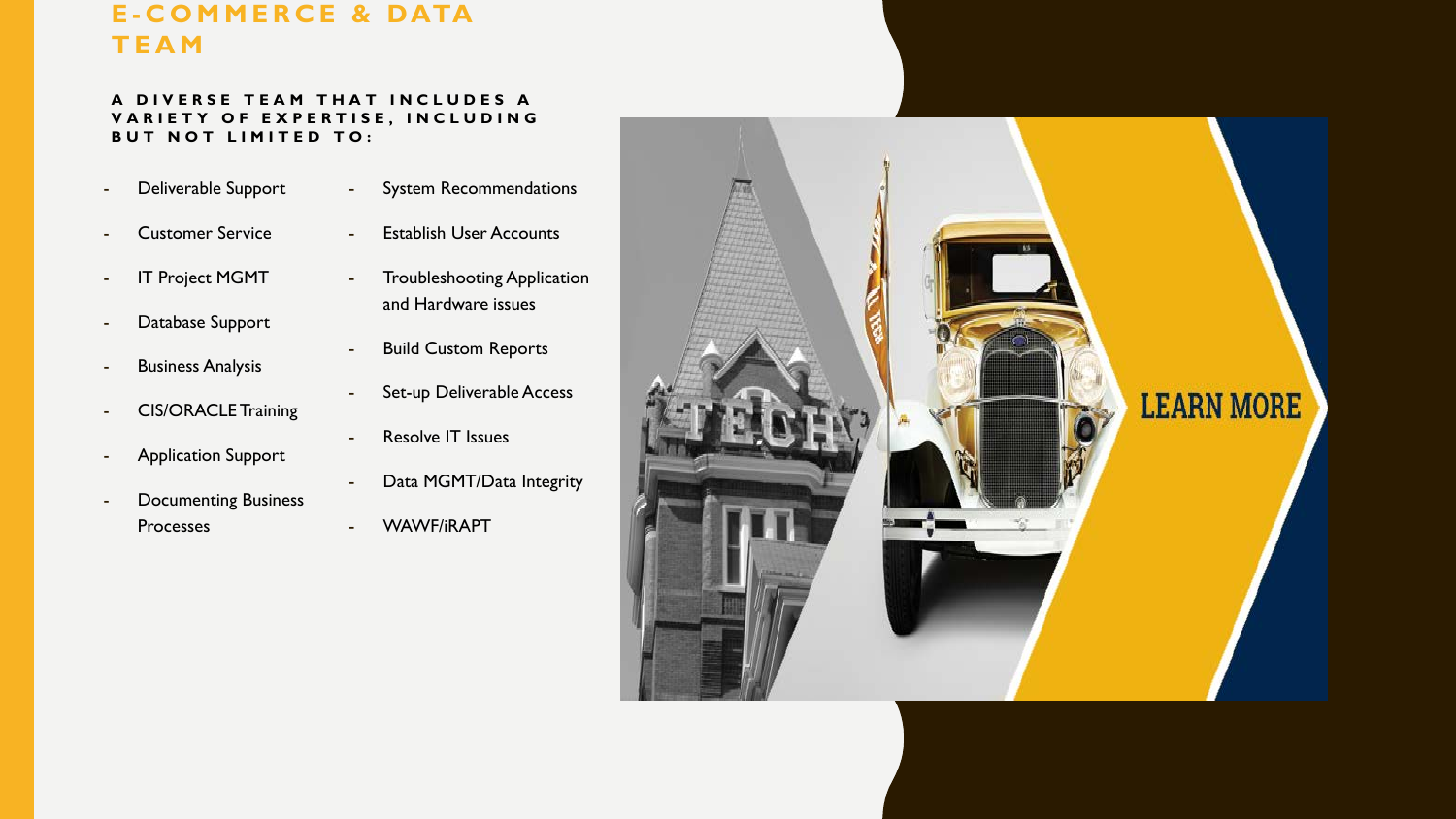# E-COMMERCE & DATA TEAM

**A DIVERSE TEAM THAT INCLUDES A VARIETY OF EXPERTISE, INCLUDING BUT NOT LIMITED TO:**

- Deliverable Support
- Customer Service
- IT Project MGMT
- Database Support
- Business Analysis
- CIS/ORACLE Training
- Application Support
- Documenting Business Processes
- System Recommendations
- Establish User Accounts
- Troubleshooting Application and Hardware issues
- Build Custom Reports
- Set-up Deliverable Access
- Resolve IT Issues
- Data MGMT/Data Integrity
- WAWF/iRAPT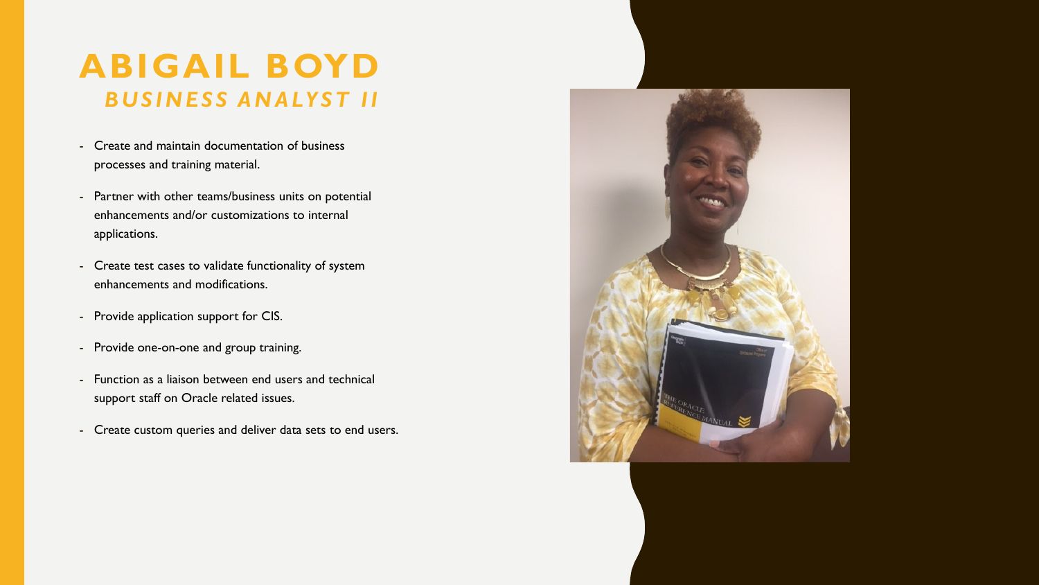# ABIGAIL BOYD

## *BUSINESS ANALYST II*

- Create and maintain documentation of business processes and training material.
- Partner with other teams/business units on potential enhancements and/or customizations to internal applications.
- Create test cases to validate functionality of system enhancements and modifications.
- Provide application support for CIS.
- Provide one-on-one and group training.
- Function as a liaison between end users and technical support staff on Oracle related issues.
- Create custom queries and deliver data sets to end users.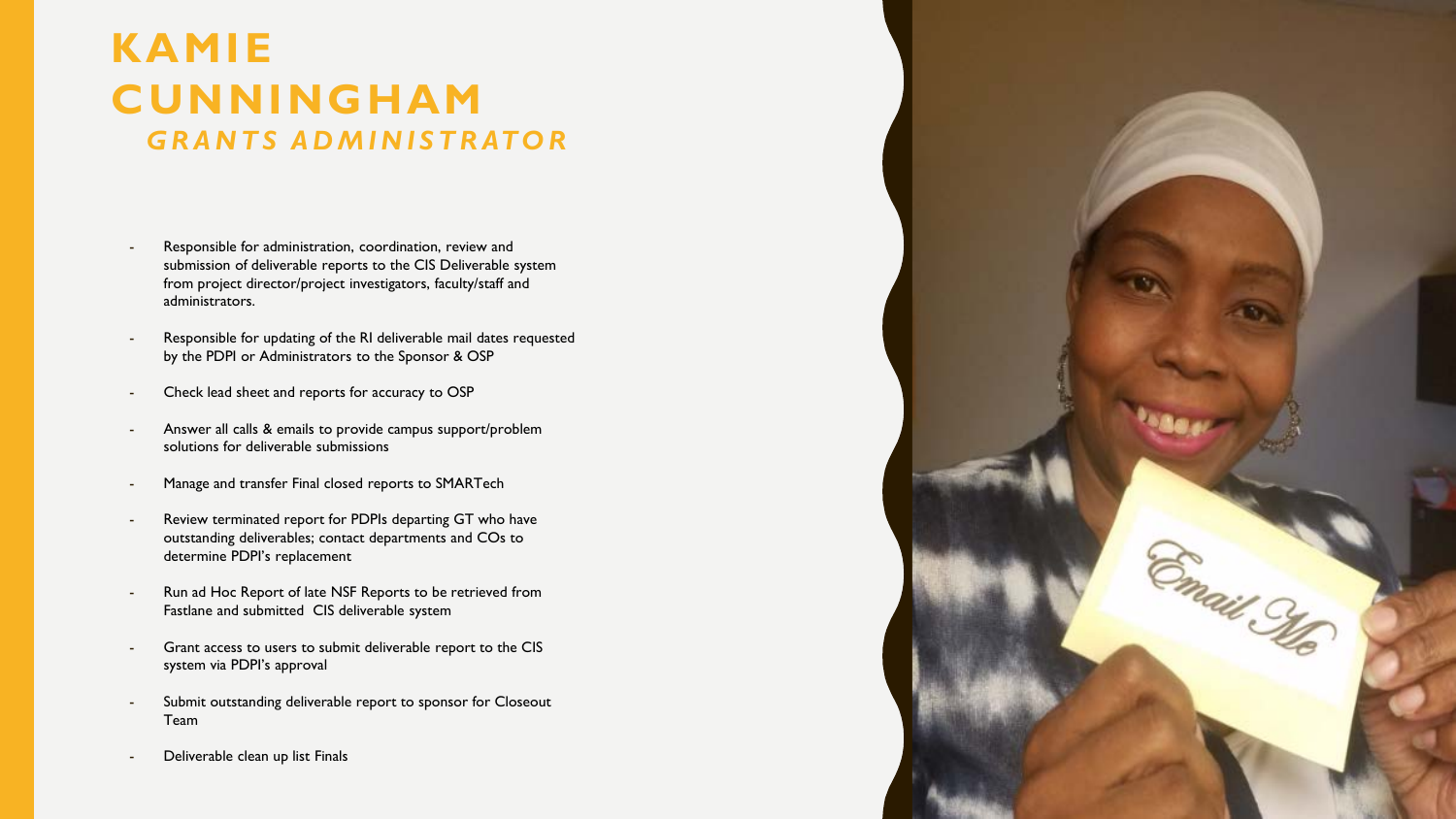# KAMIE CUNNINGHAM

## *GRANTS ADMINISTRATOR*

- Responsible for administration, coordination, review and submission of deliverable reports to the CIS Deliverable system from project director/project investigators, faculty/staff and administrators.
- Responsible for updating of the RI deliverable mail dates requested by the PDPI or Administrators to the Sponsor & OSP
- Check lead sheet and reports for accuracy to OSP
- Answer all calls & emails to provide campus support/problem solutions for deliverable submissions
- Manage and transfer Final closed reports to SMARTech
- Review terminated report for PDPIs departing GT who have outstanding deliverables; contact departments and COs to determine PDPI's replacement
- Run ad Hoc Report of late NSF Reports to be retrieved from Fastlane and submitted CIS deliverable system
- Grant access to users to submit deliverable report to the CIS system via PDPI's approval
- Submit outstanding deliverable report to sponsor for Closeout Team
- Deliverable clean up list Finals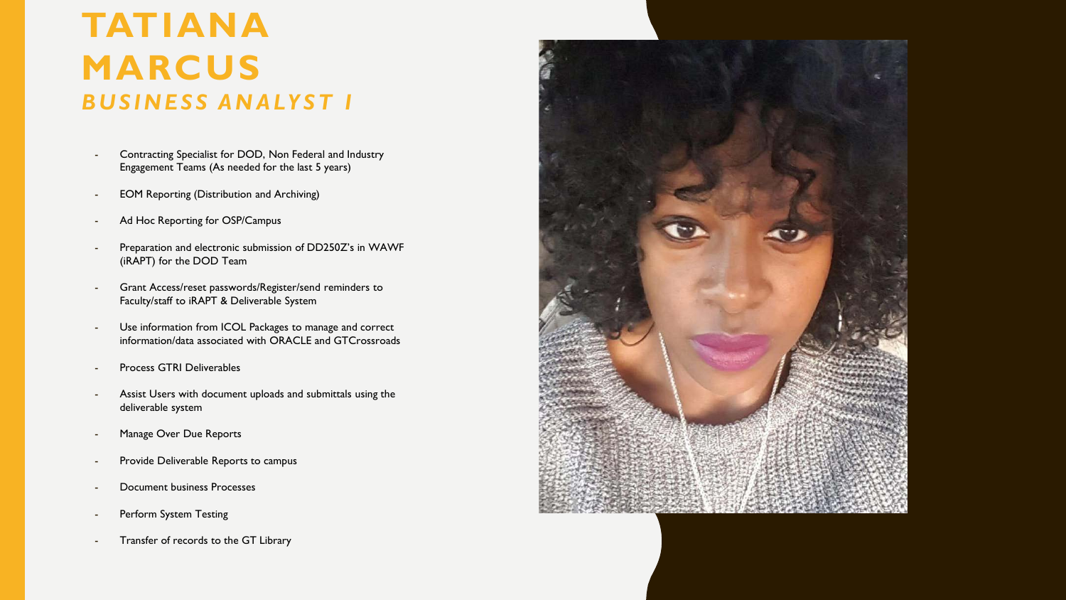# TATIANA MARCUS

## *BUSINESS ANALYST I*

- Contracting Specialist for DOD, Non Federal and Industry Engagement Teams (As needed for the last 5 years)
- EOM Reporting (Distribution and Archiving)
- Ad Hoc Reporting for OSP/Campus
- Preparation and electronic submission of DD250Z's in WAWF (iRAPT) for the DOD Team
- Grant Access/reset passwords/Register/send reminders to Faculty/staff to iRAPT & Deliverable System
- Use information from ICOL Packages to manage and correct information/data associated with ORACLE and GTCrossroads
- Process GTRI Deliverables
- Assist Users with document uploads and submittals using the deliverable system
- Manage Over Due Reports
- Provide Deliverable Reports to campus
- Document business Processes
- Perform System Testing
- Transfer of records to the GT Library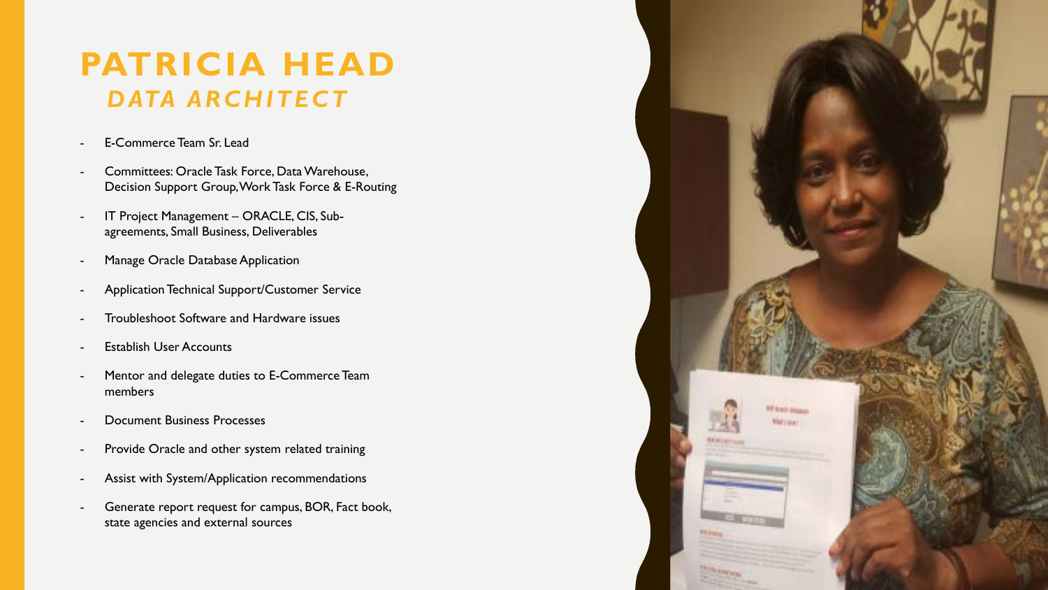# PATRICIA HEAD

## *DATA ARCHITECT*

- E-Commerce Team Sr. Lead
- Committees: Oracle Task Force, Data Warehouse, Decision Support Group, Work Task Force & E-Routing
- IT Project Management – ORACLE, CIS, Sub-agreements, Small Business, Deliverables
- Manage Oracle Database Application
- Application Technical Support/Customer Service
- Troubleshoot Software and Hardware issues
- Establish User Accounts
- Mentor and delegate duties to E-Commerce Team members
- Document Business Processes
- Provide Oracle and other system related training
- Assist with System/Application recommendations
- Generate report request for campus, BOR, Fact book, state agencies and external sources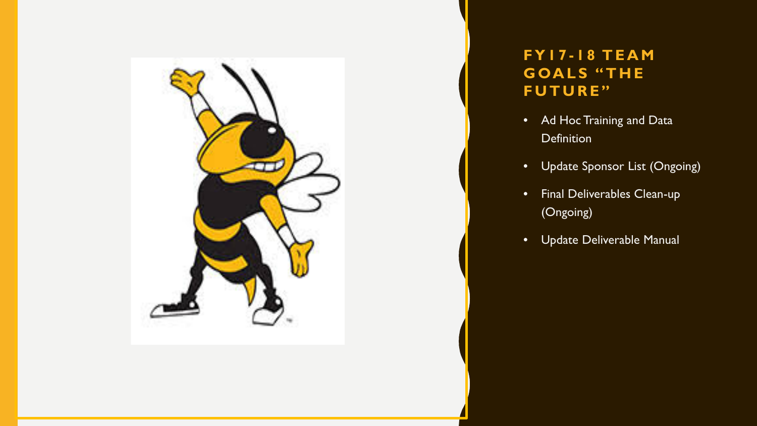## FY17-18 TEAM GOALS "THE FUTURE"

- Ad Hoc Training and Data Definition
- Update Sponsor List (Ongoing)
- Final Deliverables Clean-up (Ongoing)
- Update Deliverable Manual